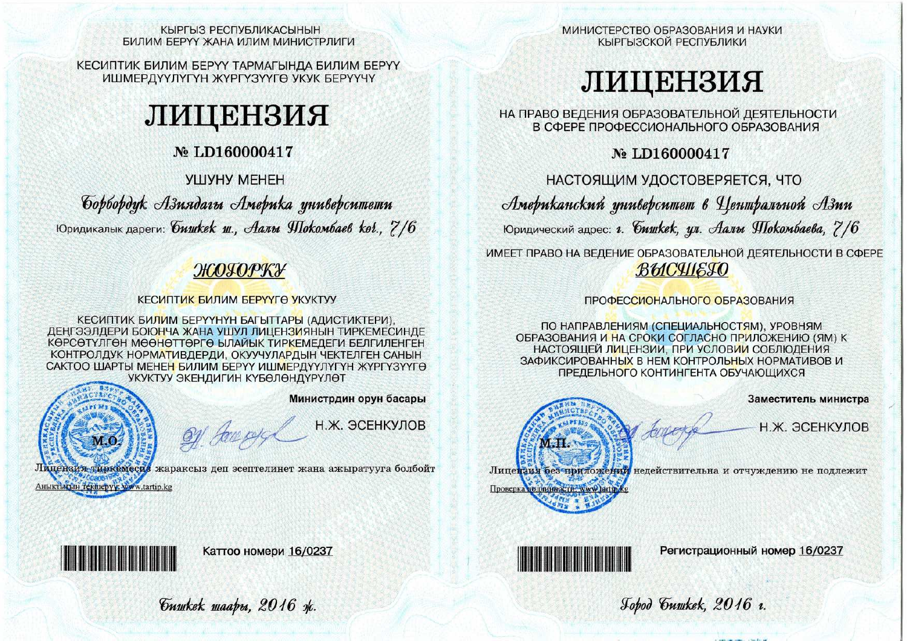КЫРГЫЗ РЕСПУБЛИКАСЫНЫН
БИЛИМ БЕРҮҮ ЖАНА ИЛИМ МИНИСТРЛИГИ

КЕСИПТИК БИЛИМ БЕРҮҮ ТАРМАГЫНДА БИЛИМ БЕРҮҮ ИШМЕРДҮҮЛҮГҮН ЖҮРГҮЗҮҮГӨ УКУК БЕРҮҮЧҮ

# ЛИЦЕНЗИЯ

**№ LD160000417**

УШУНУ МЕНЕН

*Борбордук Азиядагы Америка университети*

Юридикалык дареги: *Бишкек ш., Аалы Токомбаев көч., 7/6*

*ЖОГОРКУ*

КЕСИПТИК БИЛИМ БЕРҮҮГӨ УКУКТУУ

КЕСИПТИК БИЛИМ БЕРҮҮНҮН БАГЫТТАРЫ (АДИСТИКТЕРИ), ДЕҢГЭЭЛДЕРИ БОЮНЧА ЖАНА УШУЛ ЛИЦЕНЗИЯНЫН ТИРКЕМЕСИНДЕ КӨРСӨТҮЛГӨН МӨӨНӨТТӨРГӨ ЫЛАЙЫК ТИРКЕМЕДЕГИ БЕЛГИЛЕНГЕН КОНТРОЛДУК НОРМАТИВДЕРДИ, ОКУУЧУЛАРДЫН ЧЕКТЕЛГЕН САНЫН САКТОО ШАРТЫ МЕНЕН БИЛИМ БЕРҮҮ ИШМЕРДҮҮЛҮГҮН ЖҮРГҮЗҮҮГӨ УКУКТУУ ЭКЕНДИГИН КҮБӨЛӨНДҮРҮЛӨТ

**Министрдин орун басары**

М.О. Н.Ж. ЭСЕНКУЛОВ

Лицензия тиркемесиз жараксыз деп эсептелинет жана ажыратууга болбойт

Аныктыгын текшерүү: www.tartip.kg

Каттоо номери 16/0237

*Бишкек шаары, 2016 ж.*

---

МИНИСТЕРСТВО ОБРАЗОВАНИЯ И НАУКИ
КЫРГЫЗСКОЙ РЕСПУБЛИКИ

# ЛИЦЕНЗИЯ

НА ПРАВО ВЕДЕНИЯ ОБРАЗОВАТЕЛЬНОЙ ДЕЯТЕЛЬНОСТИ В СФЕРЕ ПРОФЕССИОНАЛЬНОГО ОБРАЗОВАНИЯ

**№ LD160000417**

НАСТОЯЩИМ УДОСТОВЕРЯЕТСЯ, ЧТО

*Американский университет в Центральной Азии*

Юридический адрес: *г. Бишкек, ул. Аалы Токомбаева, 7/6*

ИМЕЕТ ПРАВО НА ВЕДЕНИЕ ОБРАЗОВАТЕЛЬНОЙ ДЕЯТЕЛЬНОСТИ В СФЕРЕ

*ВЫСШЕГО*

ПРОФЕССИОНАЛЬНОГО ОБРАЗОВАНИЯ

ПО НАПРАВЛЕНИЯМ (СПЕЦИАЛЬНОСТЯМ), УРОВНЯМ ОБРАЗОВАНИЯ И НА СРОКИ СОГЛАСНО ПРИЛОЖЕНИЮ (ЯМ) К НАСТОЯЩЕЙ ЛИЦЕНЗИИ, ПРИ УСЛОВИИ СОБЛЮДЕНИЯ ЗАФИКСИРОВАННЫХ В НЕМ КОНТРОЛЬНЫХ НОРМАТИВОВ И ПРЕДЕЛЬНОГО КОНТИНГЕНТА ОБУЧАЮЩИХСЯ

**Заместитель министра**

М.П. Н.Ж. ЭСЕНКУЛОВ

Лицензия без приложений недействительна и отчуждению не подлежит

Проверка подлинности: www.tartip.kg

Регистрационный номер 16/0237

*Город Бишкек, 2016 г.*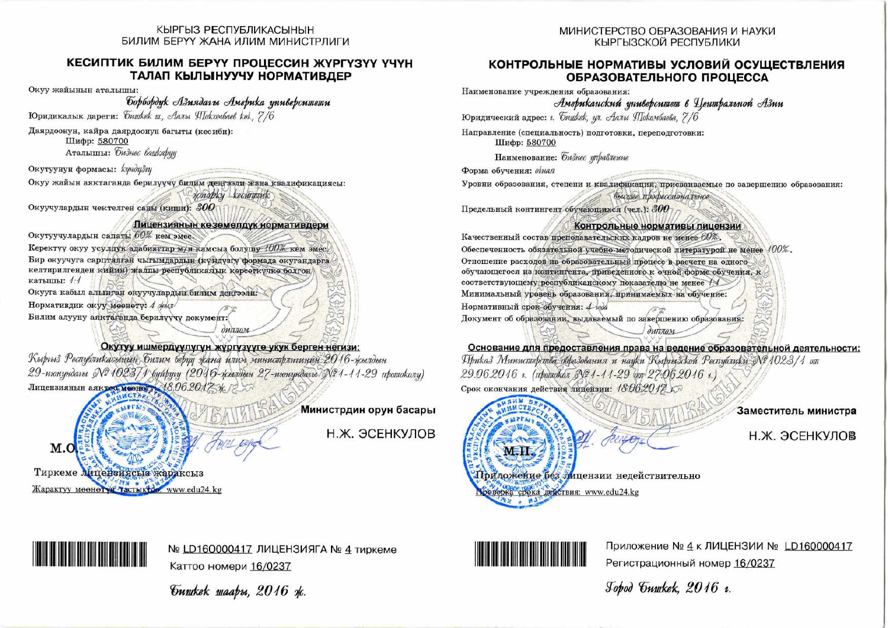КЫРГЫЗ РЕСПУБЛИКАСЫНЫН
БИЛИМ БЕРҮҮ ЖАНА ИЛИМ МИНИСТРЛИГИ

## КЕСИПТИК БИЛИМ БЕРҮҮ ПРОЦЕССИН ЖҮРГҮЗҮҮ ҮЧҮН ТАЛАП КЫЛЫНУУЧУ НОРМАТИВДЕР

Окуу жайынын аталышы:
*Борбордук Азиядагы Америка университети*

Юридикалык дареги: *Бишкек ш., Аалы Токомбаев көч., 7/6*

Даярдоонун, кайра даярдоонун багыты (кесиби):
Шифр: 580700
Аталышы: *Бизнес башкаруу*

Окутуунун формасы: *күндүзгү*

Окуу жайын аяктаганда берилүүчү билим деңгээли жана квалификациясы:
*жогорку кесиптик*

Окуучулардын чектелген саны (киши): *300*

### Лицензиянын көзөмөлдүк нормативдери

Окутуучулардын сапаты *60%* кем эмес.

Керектүү окуу усулдук адабияттар м/н камсыз болушу *100%* кем эмес.

Бир окуучуга сарпталган чыгымдардын (күндүзгү формада окугандарга келтирилгенден кийин) жалпы республикалык көрсөткүчкө болгон катышы: *1:1*

Окууга кабыл алынган окуучулардын билим деңгээли:

Нормативдик окуу мөөнөтү: *4 жыл*

Билим алууну аяктаганда берилүүчү документ:
*диплом*

### Окутуу ишмердүүлүгүн жүргүзүүгө укук берген негизи:

*Кыргыз Республикасынын Билим берүү жана илим министрлигинин 2016-жылдын 29-июнундагы №1023/1 буйругу (2016-жылдын 27-июнундагы №1-11-29 протоколу)*

Лицензиянын аяктоо мөөнөтү: *18.06.2017 ж.*

Министрдин орун басары

Н.Ж. ЭСЕНКУЛОВ

М.О.

Тиркеме лицензиясыз жараксыз

Жарактуу мөөнөтүн тастыктоо: www.edu24.kg

№ LD160000417 ЛИЦЕНЗИЯГА № 4 тиркеме
Каттоо номери 16/0237

*Бишкек шаары, 2016 ж.*

---

МИНИСТЕРСТВО ОБРАЗОВАНИЯ И НАУКИ
КЫРГЫЗСКОЙ РЕСПУБЛИКИ

## КОНТРОЛЬНЫЕ НОРМАТИВЫ УСЛОВИЙ ОСУЩЕСТВЛЕНИЯ ОБРАЗОВАТЕЛЬНОГО ПРОЦЕССА

Наименование учреждения образования:
*Американский университет в Центральной Азии*

Юридический адрес: *г. Бишкек, ул. Аалы Токомбаева, 7/6*

Направление (специальность) подготовки, переподготовки:
Шифр: 580700

Наименование: *Бизнес управление*

Форма обучения: *очная*

Уровни образования, степени и квалификация, присваиваемые по завершению образования:
*высшее профессиональное*

Предельный контингент обучающихся (чел.): *300*

### Контрольные нормативы лицензии

Качественный состав преподавательских кадров не менее *60%*.

Обеспеченность обязательной учебно-методической литературой не менее *100%*.

Отношение расходов на образовательный процесс в расчете на одного обучающегося из контингента, приведенного к очной форме обучения, к соответствующему республиканскому показателю не менее *1:1*

Минимальный уровень образования, принимаемых на обучение:

Нормативный срок обучения: *4 года*

Документ об образовании, выдаваемый по завершению образования:
*диплом*

### Основание для предоставления права на ведение образовательной деятельности:

*Приказ Министерства образования и науки Кыргызской Республики №1023/1 от 29.06.2016 г. (протокол №1-11-29 от 27.06.2016 г.)*

Срок окончания действия лицензии: *18.06.2017 г.*

Заместитель министра

Н.Ж. ЭСЕНКУЛОВ

М.П.

Приложение без лицензии недействительно

Проверка срока действия: www.edu24.kg

Приложение № 4 к ЛИЦЕНЗИИ № LD160000417
Регистрационный номер 16/0237

*Город Бишкек, 2016 г.*